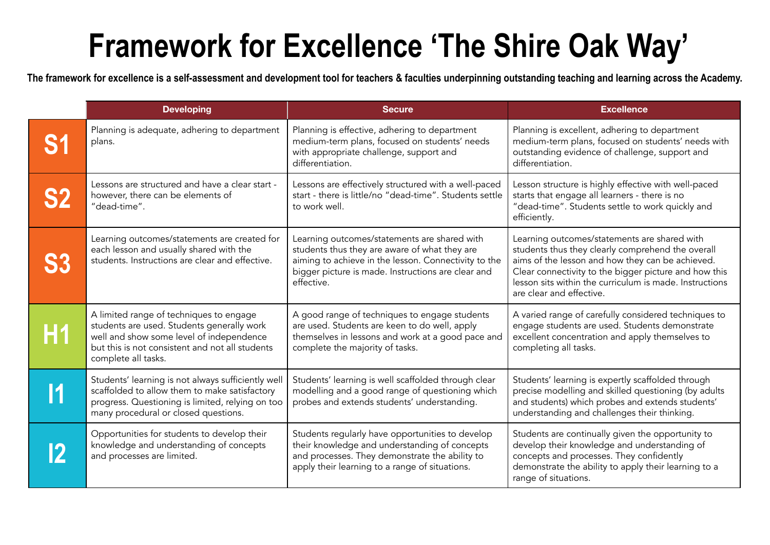# Framework for Excellence ‘The Shire Oak Way’

**The framework for excellence is a self-assessment and development tool for teachers & faculties underpinning outstanding teaching and learning across the Academy.**

| | Developing | Secure | Excellence |
|---|---|---|---|
| **S1** | Planning is adequate, adhering to department plans. | Planning is effective, adhering to department medium-term plans, focused on students’ needs with appropriate challenge, support and differentiation. | Planning is excellent, adhering to department medium-term plans, focused on students’ needs with outstanding evidence of challenge, support and differentiation. |
| **S2** | Lessons are structured and have a clear start - however, there can be elements of “dead-time”. | Lessons are effectively structured with a well-paced start - there is little/no “dead-time”. Students settle to work well. | Lesson structure is highly effective with well-paced starts that engage all learners - there is no “dead-time”. Students settle to work quickly and efficiently. |
| **S3** | Learning outcomes/statements are created for each lesson and usually shared with the students. Instructions are clear and effective. | Learning outcomes/statements are shared with students thus they are aware of what they are aiming to achieve in the lesson. Connectivity to the bigger picture is made. Instructions are clear and effective. | Learning outcomes/statements are shared with students thus they clearly comprehend the overall aims of the lesson and how they can be achieved. Clear connectivity to the bigger picture and how this lesson sits within the curriculum is made. Instructions are clear and effective. |
| **H1** | A limited range of techniques to engage students are used. Students generally work well and show some level of independence but this is not consistent and not all students complete all tasks. | A good range of techniques to engage students are used. Students are keen to do well, apply themselves in lessons and work at a good pace and complete the majority of tasks. | A varied range of carefully considered techniques to engage students are used. Students demonstrate excellent concentration and apply themselves to completing all tasks. |
| **I1** | Students’ learning is not always sufficiently well scaffolded to allow them to make satisfactory progress. Questioning is limited, relying on too many procedural or closed questions. | Students’ learning is well scaffolded through clear modelling and a good range of questioning which probes and extends students’ understanding. | Students’ learning is expertly scaffolded through precise modelling and skilled questioning (by adults and students) which probes and extends students’ understanding and challenges their thinking. |
| **I2** | Opportunities for students to develop their knowledge and understanding of concepts and processes are limited. | Students regularly have opportunities to develop their knowledge and understanding of concepts and processes. They demonstrate the ability to apply their learning to a range of situations. | Students are continually given the opportunity to develop their knowledge and understanding of concepts and processes. They confidently demonstrate the ability to apply their learning to a range of situations. |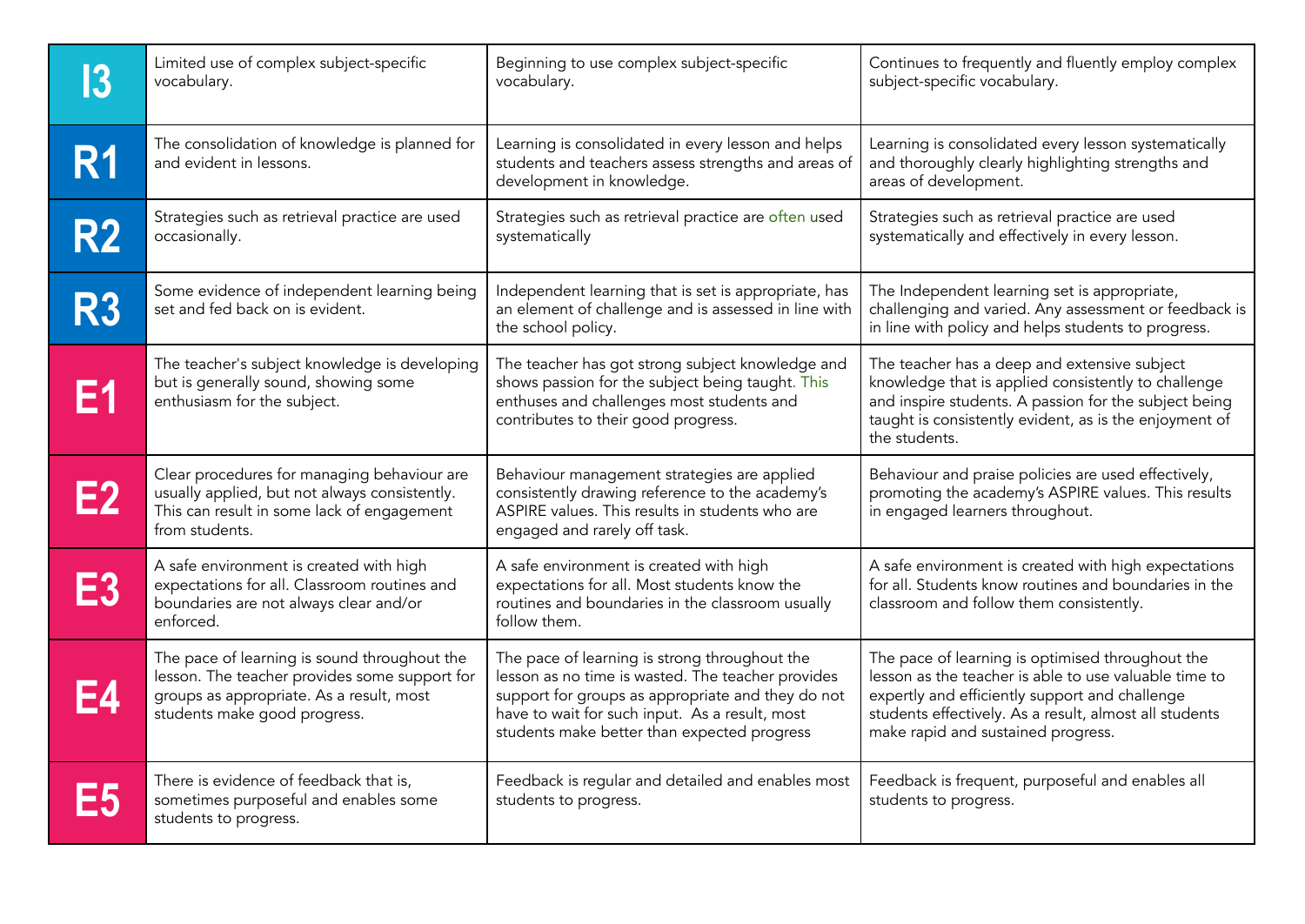| | | | |
|---|---|---|---|
| I3 | Limited use of complex subject-specific vocabulary. | Beginning to use complex subject-specific vocabulary. | Continues to frequently and fluently employ complex subject-specific vocabulary. |
| R1 | The consolidation of knowledge is planned for and evident in lessons. | Learning is consolidated in every lesson and helps students and teachers assess strengths and areas of development in knowledge. | Learning is consolidated every lesson systematically and thoroughly clearly highlighting strengths and areas of development. |
| R2 | Strategies such as retrieval practice are used occasionally. | Strategies such as retrieval practice are often used systematically | Strategies such as retrieval practice are used systematically and effectively in every lesson. |
| R3 | Some evidence of independent learning being set and fed back on is evident. | Independent learning that is set is appropriate, has an element of challenge and is assessed in line with the school policy. | The Independent learning set is appropriate, challenging and varied. Any assessment or feedback is in line with policy and helps students to progress. |
| E1 | The teacher's subject knowledge is developing but is generally sound, showing some enthusiasm for the subject. | The teacher has got strong subject knowledge and shows passion for the subject being taught. This enthuses and challenges most students and contributes to their good progress. | The teacher has a deep and extensive subject knowledge that is applied consistently to challenge and inspire students. A passion for the subject being taught is consistently evident, as is the enjoyment of the students. |
| E2 | Clear procedures for managing behaviour are usually applied, but not always consistently. This can result in some lack of engagement from students. | Behaviour management strategies are applied consistently drawing reference to the academy's ASPIRE values. This results in students who are engaged and rarely off task. | Behaviour and praise policies are used effectively, promoting the academy's ASPIRE values. This results in engaged learners throughout. |
| E3 | A safe environment is created with high expectations for all. Classroom routines and boundaries are not always clear and/or enforced. | A safe environment is created with high expectations for all. Most students know the routines and boundaries in the classroom usually follow them. | A safe environment is created with high expectations for all. Students know routines and boundaries in the classroom and follow them consistently. |
| E4 | The pace of learning is sound throughout the lesson. The teacher provides some support for groups as appropriate. As a result, most students make good progress. | The pace of learning is strong throughout the lesson as no time is wasted. The teacher provides support for groups as appropriate and they do not have to wait for such input. As a result, most students make better than expected progress | The pace of learning is optimised throughout the lesson as the teacher is able to use valuable time to expertly and efficiently support and challenge students effectively. As a result, almost all students make rapid and sustained progress. |
| E5 | There is evidence of feedback that is, sometimes purposeful and enables some students to progress. | Feedback is regular and detailed and enables most students to progress. | Feedback is frequent, purposeful and enables all students to progress. |